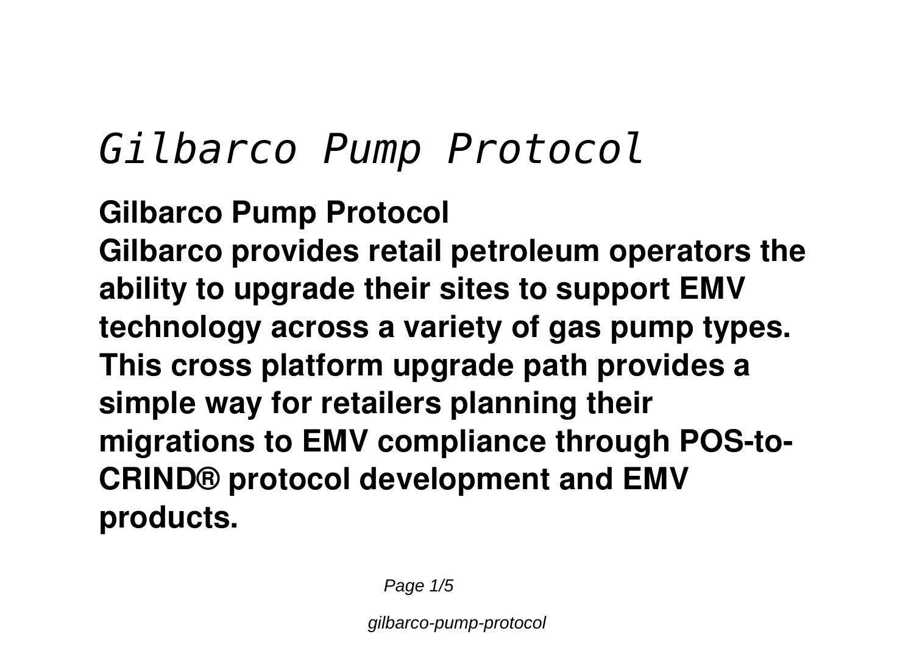# *Gilbarco Pump Protocol*

**Gilbarco Pump Protocol**

**Gilbarco provides retail petroleum operators the ability to upgrade their sites to support EMV technology across a variety of gas pump types. This cross platform upgrade path provides a simple way for retailers planning their migrations to EMV compliance through POS-to-CRIND® protocol development and EMV products.**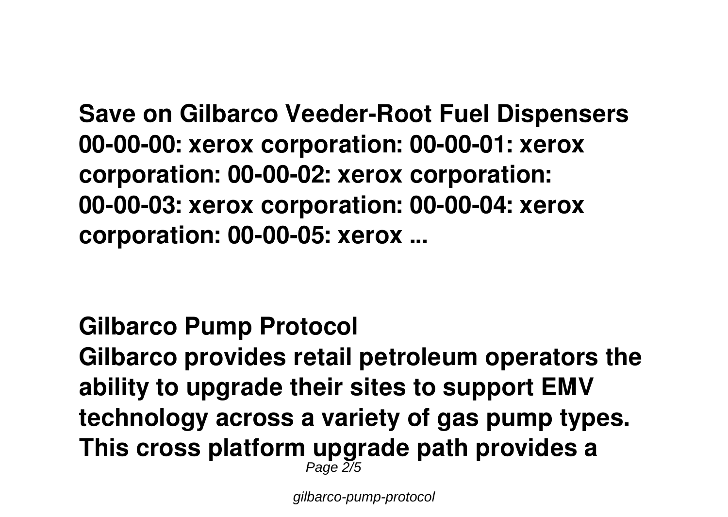**Save on Gilbarco Veeder-Root Fuel Dispensers**
**00-00-00: xerox corporation: 00-00-01: xerox corporation: 00-00-02: xerox corporation: 00-00-03: xerox corporation: 00-00-04: xerox corporation: 00-00-05: xerox ...**

## Gilbarco Pump Protocol

**Gilbarco provides retail petroleum operators the ability to upgrade their sites to support EMV technology across a variety of gas pump types. This cross platform upgrade path provides a**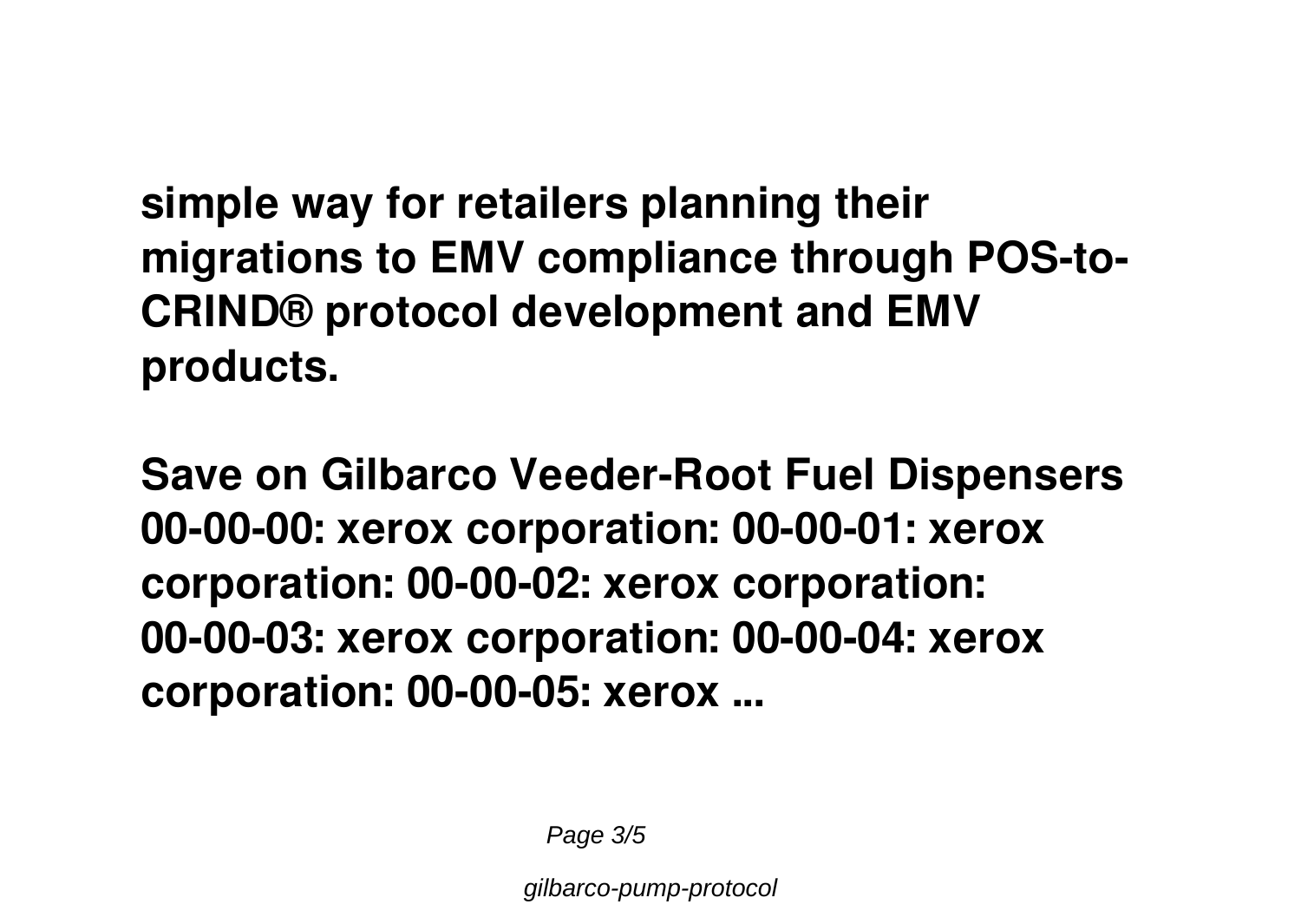**simple way for retailers planning their migrations to EMV compliance through POS-to-CRIND® protocol development and EMV products.**

**Save on Gilbarco Veeder-Root Fuel Dispensers 00-00-00: xerox corporation: 00-00-01: xerox corporation: 00-00-02: xerox corporation: 00-00-03: xerox corporation: 00-00-04: xerox corporation: 00-00-05: xerox ...**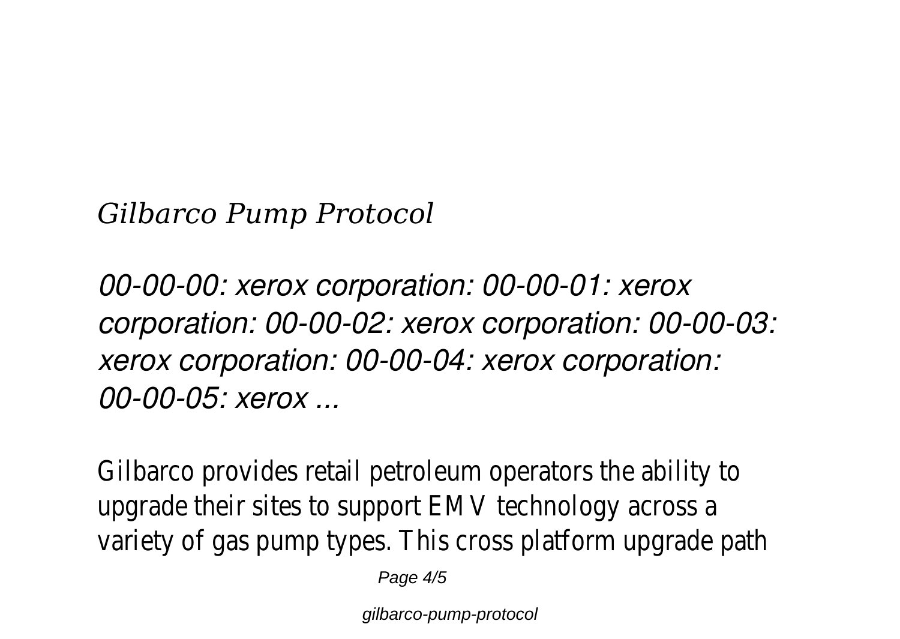*Gilbarco Pump Protocol*

*00-00-00: xerox corporation: 00-00-01: xerox corporation: 00-00-02: xerox corporation: 00-00-03: xerox corporation: 00-00-04: xerox corporation: 00-00-05: xerox ...*

Gilbarco provides retail petroleum operators the ability to upgrade their sites to support EMV technology across a variety of gas pump types. This cross platform upgrade path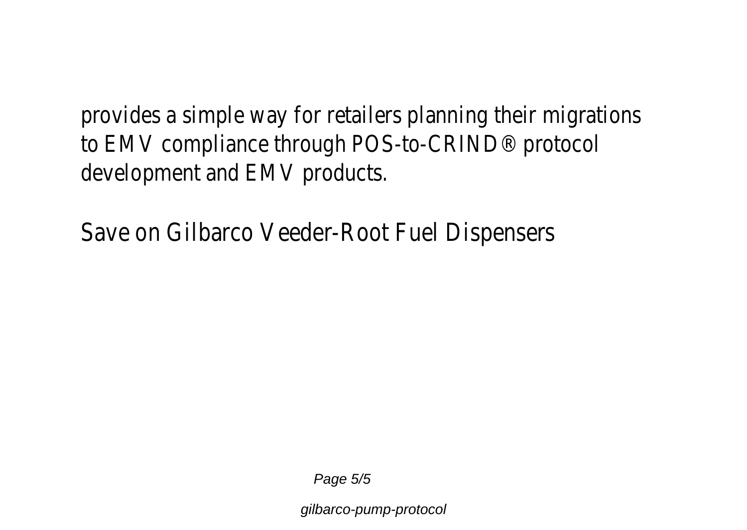provides a simple way for retailers planning their migrations to EMV compliance through POS-to-CRIND® protocol development and EMV products.

Save on Gilbarco Veeder-Root Fuel Dispensers